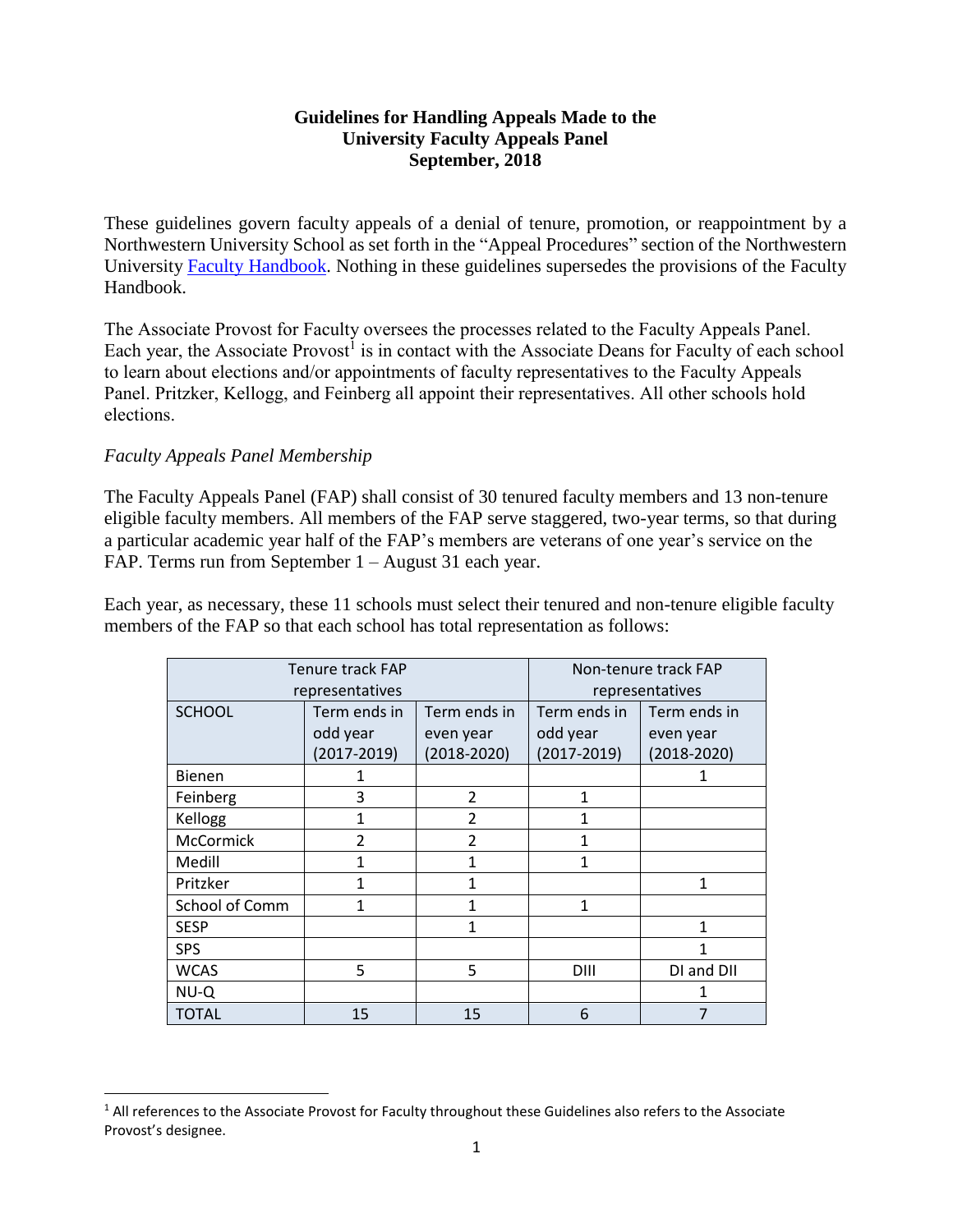**Guidelines for Handling Appeals Made to the University Faculty Appeals Panel September, 2018**

These guidelines govern faculty appeals of a denial of tenure, promotion, or reappointment by a Northwestern University School as set forth in the "Appeal Procedures" section of the Northwestern University Faculty Handbook. Nothing in these guidelines supersedes the provisions of the Faculty Handbook.

The Associate Provost for Faculty oversees the processes related to the Faculty Appeals Panel. Each year, the Associate Provost[1] is in contact with the Associate Deans for Faculty of each school to learn about elections and/or appointments of faculty representatives to the Faculty Appeals Panel. Pritzker, Kellogg, and Feinberg all appoint their representatives. All other schools hold elections.

*Faculty Appeals Panel Membership*

The Faculty Appeals Panel (FAP) shall consist of 30 tenured faculty members and 13 non-tenure eligible faculty members. All members of the FAP serve staggered, two-year terms, so that during a particular academic year half of the FAP's members are veterans of one year's service on the FAP. Terms run from September 1 – August 31 each year.

Each year, as necessary, these 11 schools must select their tenured and non-tenure eligible faculty members of the FAP so that each school has total representation as follows:

| Tenure track FAP representatives | | | Non-tenure track FAP representatives | |
|---|---|---|---|---|
| SCHOOL | Term ends in odd year (2017-2019) | Term ends in even year (2018-2020) | Term ends in odd year (2017-2019) | Term ends in even year (2018-2020) |
| Bienen | 1 | | | 1 |
| Feinberg | 3 | 2 | 1 | |
| Kellogg | 1 | 2 | 1 | |
| McCormick | 2 | 2 | 1 | |
| Medill | 1 | 1 | 1 | |
| Pritzker | 1 | 1 | | 1 |
| School of Comm | 1 | 1 | 1 | |
| SESP | | 1 | | 1 |
| SPS | | | | 1 |
| WCAS | 5 | 5 | DIII | DI and DII |
| NU-Q | | | | 1 |
| TOTAL | 15 | 15 | 6 | 7 |

[1] All references to the Associate Provost for Faculty throughout these Guidelines also refers to the Associate Provost's designee.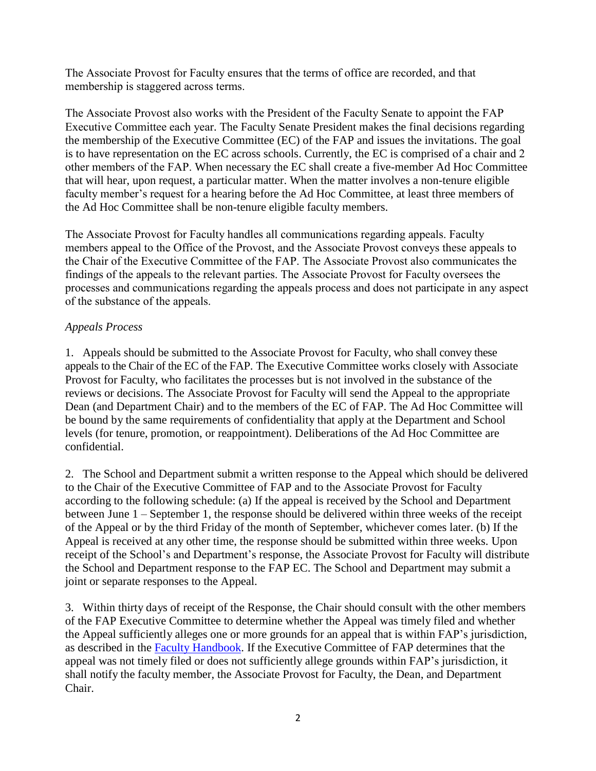The Associate Provost for Faculty ensures that the terms of office are recorded, and that membership is staggered across terms.

The Associate Provost also works with the President of the Faculty Senate to appoint the FAP Executive Committee each year. The Faculty Senate President makes the final decisions regarding the membership of the Executive Committee (EC) of the FAP and issues the invitations. The goal is to have representation on the EC across schools. Currently, the EC is comprised of a chair and 2 other members of the FAP. When necessary the EC shall create a five-member Ad Hoc Committee that will hear, upon request, a particular matter. When the matter involves a non-tenure eligible faculty member's request for a hearing before the Ad Hoc Committee, at least three members of the Ad Hoc Committee shall be non-tenure eligible faculty members.

The Associate Provost for Faculty handles all communications regarding appeals. Faculty members appeal to the Office of the Provost, and the Associate Provost conveys these appeals to the Chair of the Executive Committee of the FAP. The Associate Provost also communicates the findings of the appeals to the relevant parties. The Associate Provost for Faculty oversees the processes and communications regarding the appeals process and does not participate in any aspect of the substance of the appeals.

*Appeals Process*

1. Appeals should be submitted to the Associate Provost for Faculty, who shall convey these appeals to the Chair of the EC of the FAP. The Executive Committee works closely with Associate Provost for Faculty, who facilitates the processes but is not involved in the substance of the reviews or decisions. The Associate Provost for Faculty will send the Appeal to the appropriate Dean (and Department Chair) and to the members of the EC of FAP. The Ad Hoc Committee will be bound by the same requirements of confidentiality that apply at the Department and School levels (for tenure, promotion, or reappointment). Deliberations of the Ad Hoc Committee are confidential.

2. The School and Department submit a written response to the Appeal which should be delivered to the Chair of the Executive Committee of FAP and to the Associate Provost for Faculty according to the following schedule: (a) If the appeal is received by the School and Department between June 1 – September 1, the response should be delivered within three weeks of the receipt of the Appeal or by the third Friday of the month of September, whichever comes later. (b) If the Appeal is received at any other time, the response should be submitted within three weeks. Upon receipt of the School's and Department's response, the Associate Provost for Faculty will distribute the School and Department response to the FAP EC. The School and Department may submit a joint or separate responses to the Appeal.

3. Within thirty days of receipt of the Response, the Chair should consult with the other members of the FAP Executive Committee to determine whether the Appeal was timely filed and whether the Appeal sufficiently alleges one or more grounds for an appeal that is within FAP's jurisdiction, as described in the Faculty Handbook. If the Executive Committee of FAP determines that the appeal was not timely filed or does not sufficiently allege grounds within FAP's jurisdiction, it shall notify the faculty member, the Associate Provost for Faculty, the Dean, and Department Chair.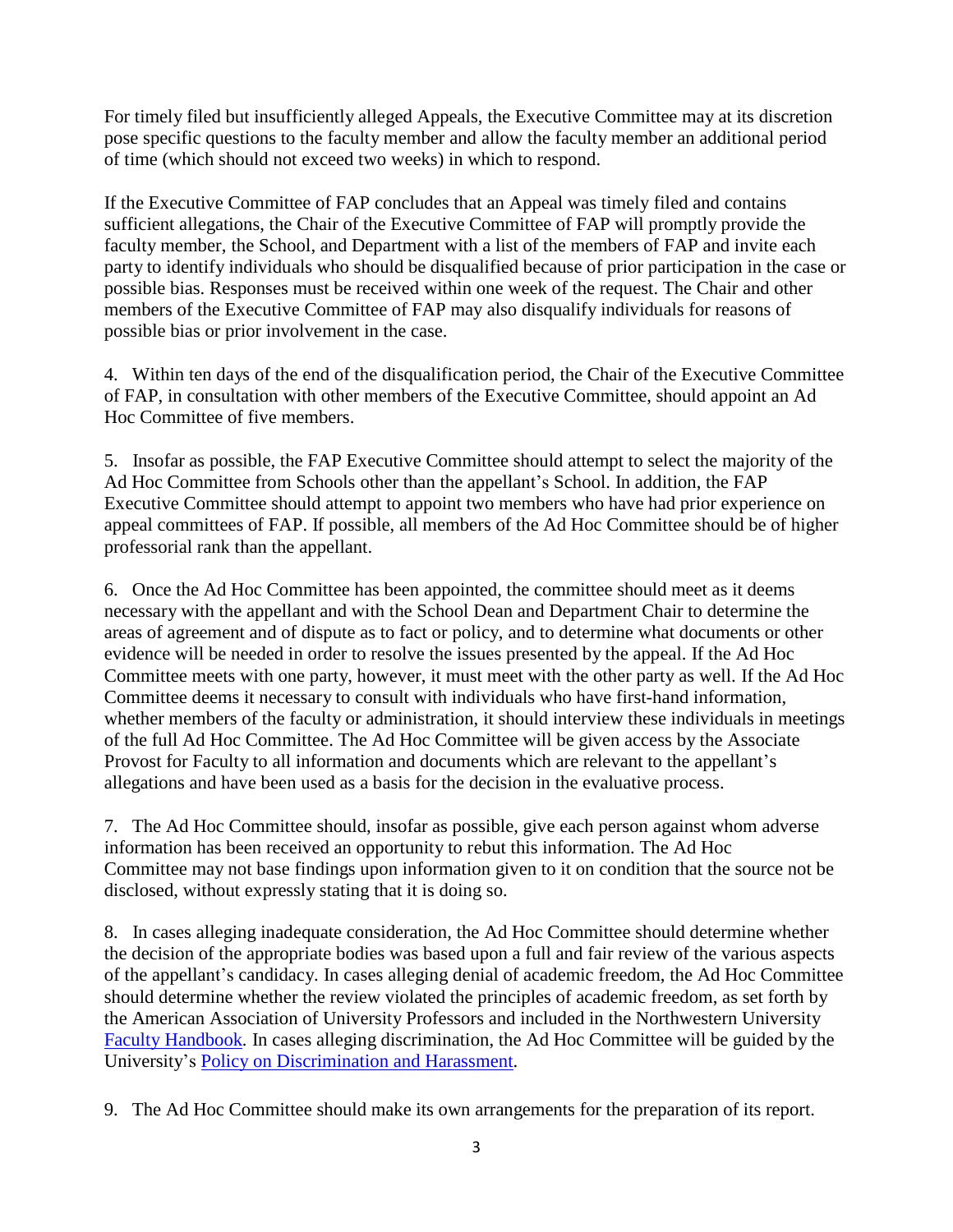For timely filed but insufficiently alleged Appeals, the Executive Committee may at its discretion pose specific questions to the faculty member and allow the faculty member an additional period of time (which should not exceed two weeks) in which to respond.

If the Executive Committee of FAP concludes that an Appeal was timely filed and contains sufficient allegations, the Chair of the Executive Committee of FAP will promptly provide the faculty member, the School, and Department with a list of the members of FAP and invite each party to identify individuals who should be disqualified because of prior participation in the case or possible bias. Responses must be received within one week of the request. The Chair and other members of the Executive Committee of FAP may also disqualify individuals for reasons of possible bias or prior involvement in the case.

4. Within ten days of the end of the disqualification period, the Chair of the Executive Committee of FAP, in consultation with other members of the Executive Committee, should appoint an Ad Hoc Committee of five members.

5. Insofar as possible, the FAP Executive Committee should attempt to select the majority of the Ad Hoc Committee from Schools other than the appellant's School. In addition, the FAP Executive Committee should attempt to appoint two members who have had prior experience on appeal committees of FAP. If possible, all members of the Ad Hoc Committee should be of higher professorial rank than the appellant.

6. Once the Ad Hoc Committee has been appointed, the committee should meet as it deems necessary with the appellant and with the School Dean and Department Chair to determine the areas of agreement and of dispute as to fact or policy, and to determine what documents or other evidence will be needed in order to resolve the issues presented by the appeal. If the Ad Hoc Committee meets with one party, however, it must meet with the other party as well. If the Ad Hoc Committee deems it necessary to consult with individuals who have first-hand information, whether members of the faculty or administration, it should interview these individuals in meetings of the full Ad Hoc Committee. The Ad Hoc Committee will be given access by the Associate Provost for Faculty to all information and documents which are relevant to the appellant's allegations and have been used as a basis for the decision in the evaluative process.

7. The Ad Hoc Committee should, insofar as possible, give each person against whom adverse information has been received an opportunity to rebut this information. The Ad Hoc Committee may not base findings upon information given to it on condition that the source not be disclosed, without expressly stating that it is doing so.

8. In cases alleging inadequate consideration, the Ad Hoc Committee should determine whether the decision of the appropriate bodies was based upon a full and fair review of the various aspects of the appellant's candidacy. In cases alleging denial of academic freedom, the Ad Hoc Committee should determine whether the review violated the principles of academic freedom, as set forth by the American Association of University Professors and included in the Northwestern University Faculty Handbook. In cases alleging discrimination, the Ad Hoc Committee will be guided by the University's Policy on Discrimination and Harassment.

9. The Ad Hoc Committee should make its own arrangements for the preparation of its report.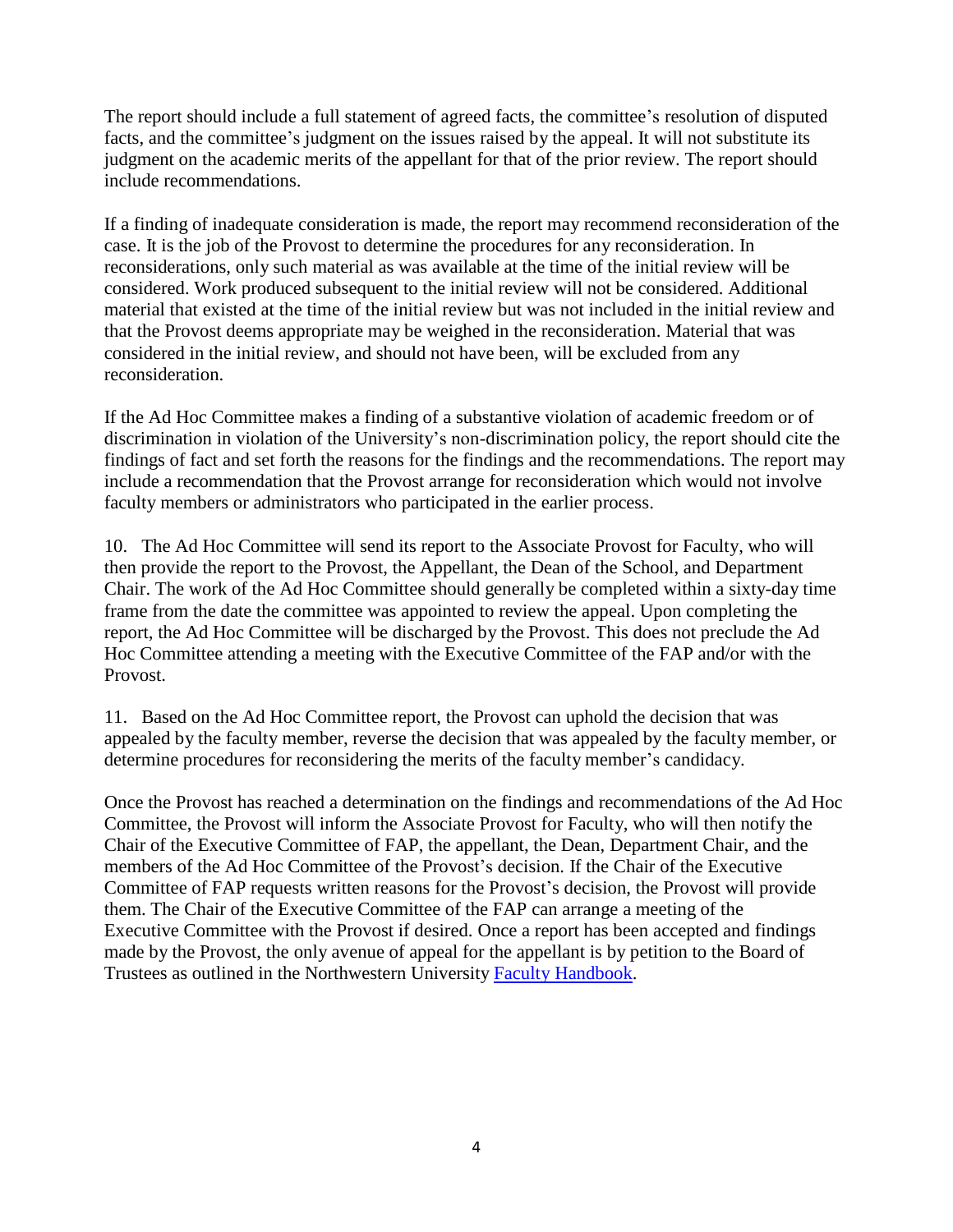The report should include a full statement of agreed facts, the committee's resolution of disputed facts, and the committee's judgment on the issues raised by the appeal. It will not substitute its judgment on the academic merits of the appellant for that of the prior review. The report should include recommendations.

If a finding of inadequate consideration is made, the report may recommend reconsideration of the case. It is the job of the Provost to determine the procedures for any reconsideration. In reconsiderations, only such material as was available at the time of the initial review will be considered. Work produced subsequent to the initial review will not be considered. Additional material that existed at the time of the initial review but was not included in the initial review and that the Provost deems appropriate may be weighed in the reconsideration. Material that was considered in the initial review, and should not have been, will be excluded from any reconsideration.

If the Ad Hoc Committee makes a finding of a substantive violation of academic freedom or of discrimination in violation of the University's non-discrimination policy, the report should cite the findings of fact and set forth the reasons for the findings and the recommendations. The report may include a recommendation that the Provost arrange for reconsideration which would not involve faculty members or administrators who participated in the earlier process.

10. The Ad Hoc Committee will send its report to the Associate Provost for Faculty, who will then provide the report to the Provost, the Appellant, the Dean of the School, and Department Chair. The work of the Ad Hoc Committee should generally be completed within a sixty-day time frame from the date the committee was appointed to review the appeal. Upon completing the report, the Ad Hoc Committee will be discharged by the Provost. This does not preclude the Ad Hoc Committee attending a meeting with the Executive Committee of the FAP and/or with the Provost.

11. Based on the Ad Hoc Committee report, the Provost can uphold the decision that was appealed by the faculty member, reverse the decision that was appealed by the faculty member, or determine procedures for reconsidering the merits of the faculty member's candidacy.

Once the Provost has reached a determination on the findings and recommendations of the Ad Hoc Committee, the Provost will inform the Associate Provost for Faculty, who will then notify the Chair of the Executive Committee of FAP, the appellant, the Dean, Department Chair, and the members of the Ad Hoc Committee of the Provost's decision. If the Chair of the Executive Committee of FAP requests written reasons for the Provost's decision, the Provost will provide them. The Chair of the Executive Committee of the FAP can arrange a meeting of the Executive Committee with the Provost if desired. Once a report has been accepted and findings made by the Provost, the only avenue of appeal for the appellant is by petition to the Board of Trustees as outlined in the Northwestern University Faculty Handbook.